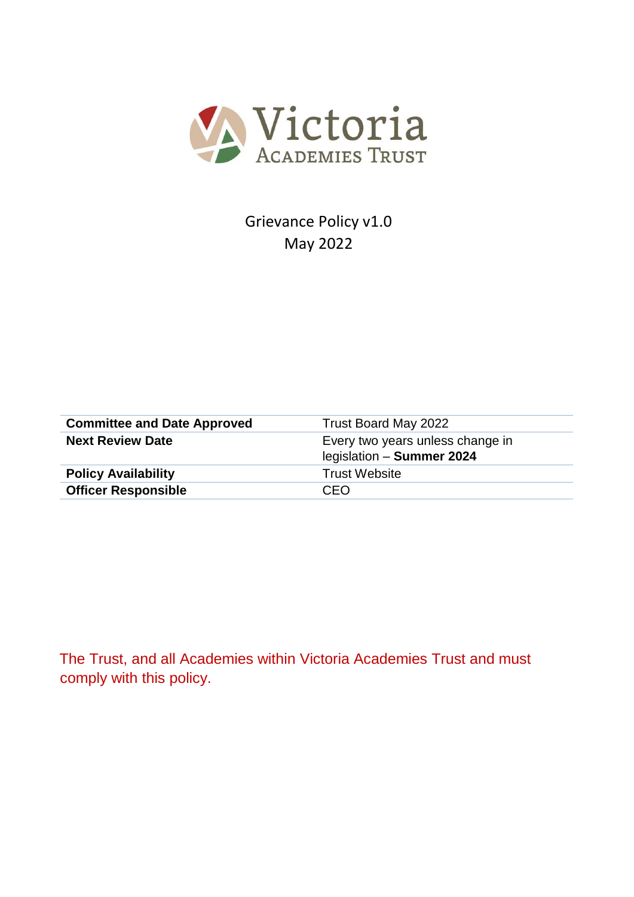Victoria Academies Trust

Grievance Policy v1.0

May 2022

| | |
|---|---|
| **Committee and Date Approved** | Trust Board May 2022 |
| **Next Review Date** | Every two years unless change in legislation – **Summer 2024** |
| **Policy Availability** | Trust Website |
| **Officer Responsible** | CEO |

The Trust, and all Academies within Victoria Academies Trust and must comply with this policy.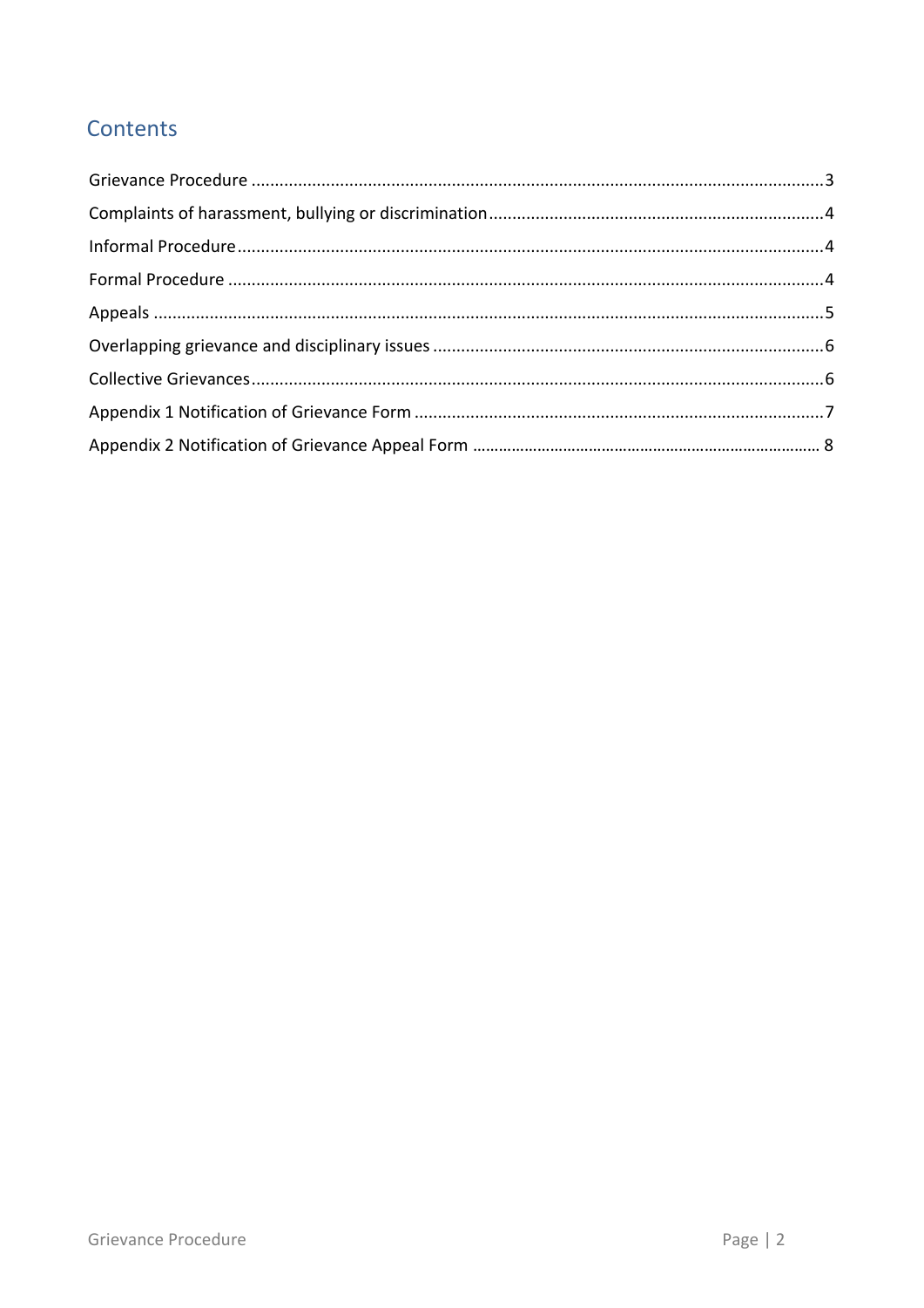## Contents

Grievance Procedure ..........3
Complaints of harassment, bullying or discrimination..........4
Informal Procedure..........4
Formal Procedure..........4
Appeals..........5
Overlapping grievance and disciplinary issues..........6
Collective Grievances..........6
Appendix 1 Notification of Grievance Form..........7
Appendix 2 Notification of Grievance Appeal Form..........8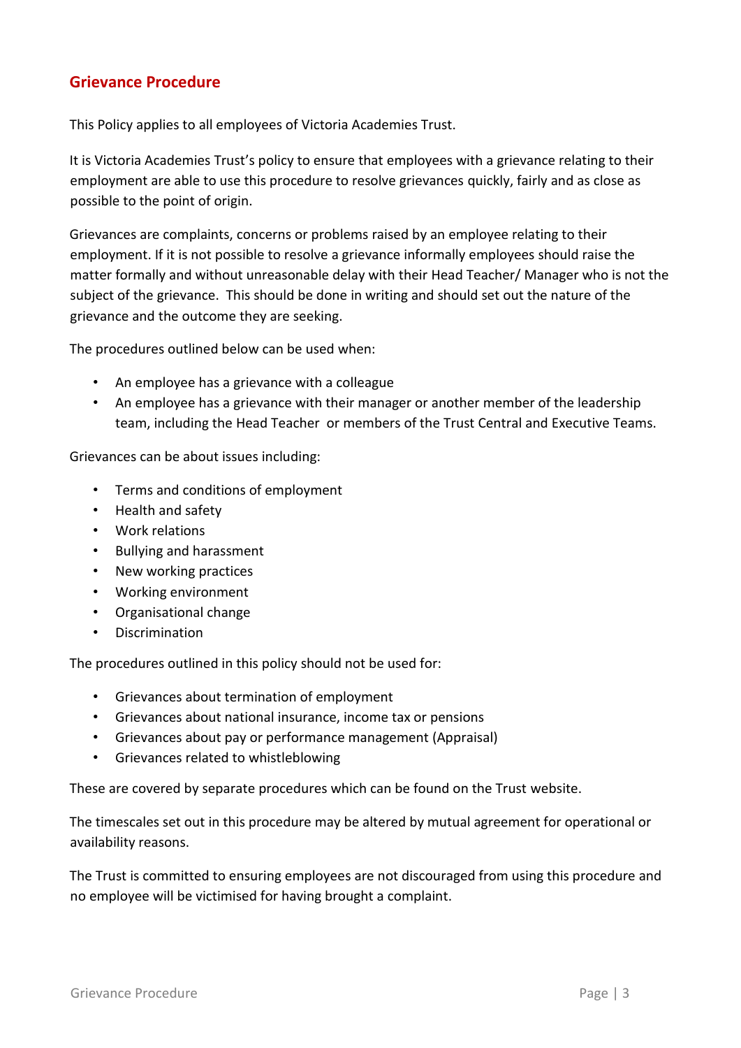## Grievance Procedure

This Policy applies to all employees of Victoria Academies Trust.

It is Victoria Academies Trust's policy to ensure that employees with a grievance relating to their employment are able to use this procedure to resolve grievances quickly, fairly and as close as possible to the point of origin.

Grievances are complaints, concerns or problems raised by an employee relating to their employment. If it is not possible to resolve a grievance informally employees should raise the matter formally and without unreasonable delay with their Head Teacher/ Manager who is not the subject of the grievance. This should be done in writing and should set out the nature of the grievance and the outcome they are seeking.

The procedures outlined below can be used when:

- An employee has a grievance with a colleague
- An employee has a grievance with their manager or another member of the leadership team, including the Head Teacher or members of the Trust Central and Executive Teams.

Grievances can be about issues including:

- Terms and conditions of employment
- Health and safety
- Work relations
- Bullying and harassment
- New working practices
- Working environment
- Organisational change
- Discrimination

The procedures outlined in this policy should not be used for:

- Grievances about termination of employment
- Grievances about national insurance, income tax or pensions
- Grievances about pay or performance management (Appraisal)
- Grievances related to whistleblowing

These are covered by separate procedures which can be found on the Trust website.

The timescales set out in this procedure may be altered by mutual agreement for operational or availability reasons.

The Trust is committed to ensuring employees are not discouraged from using this procedure and no employee will be victimised for having brought a complaint.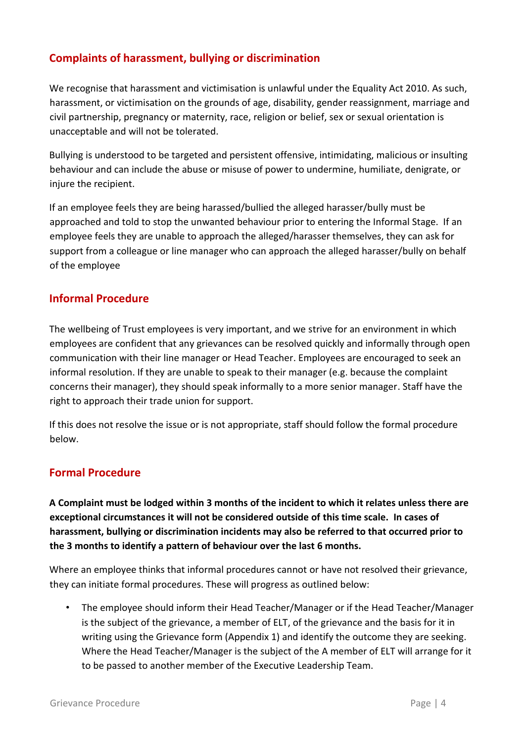## Complaints of harassment, bullying or discrimination

We recognise that harassment and victimisation is unlawful under the Equality Act 2010. As such, harassment, or victimisation on the grounds of age, disability, gender reassignment, marriage and civil partnership, pregnancy or maternity, race, religion or belief, sex or sexual orientation is unacceptable and will not be tolerated.

Bullying is understood to be targeted and persistent offensive, intimidating, malicious or insulting behaviour and can include the abuse or misuse of power to undermine, humiliate, denigrate, or injure the recipient.

If an employee feels they are being harassed/bullied the alleged harasser/bully must be approached and told to stop the unwanted behaviour prior to entering the Informal Stage. If an employee feels they are unable to approach the alleged/harasser themselves, they can ask for support from a colleague or line manager who can approach the alleged harasser/bully on behalf of the employee

## Informal Procedure

The wellbeing of Trust employees is very important, and we strive for an environment in which employees are confident that any grievances can be resolved quickly and informally through open communication with their line manager or Head Teacher. Employees are encouraged to seek an informal resolution. If they are unable to speak to their manager (e.g. because the complaint concerns their manager), they should speak informally to a more senior manager. Staff have the right to approach their trade union for support.

If this does not resolve the issue or is not appropriate, staff should follow the formal procedure below.

## Formal Procedure

**A Complaint must be lodged within 3 months of the incident to which it relates unless there are exceptional circumstances it will not be considered outside of this time scale. In cases of harassment, bullying or discrimination incidents may also be referred to that occurred prior to the 3 months to identify a pattern of behaviour over the last 6 months.**

Where an employee thinks that informal procedures cannot or have not resolved their grievance, they can initiate formal procedures. These will progress as outlined below:

- The employee should inform their Head Teacher/Manager or if the Head Teacher/Manager is the subject of the grievance, a member of ELT, of the grievance and the basis for it in writing using the Grievance form (Appendix 1) and identify the outcome they are seeking. Where the Head Teacher/Manager is the subject of the A member of ELT will arrange for it to be passed to another member of the Executive Leadership Team.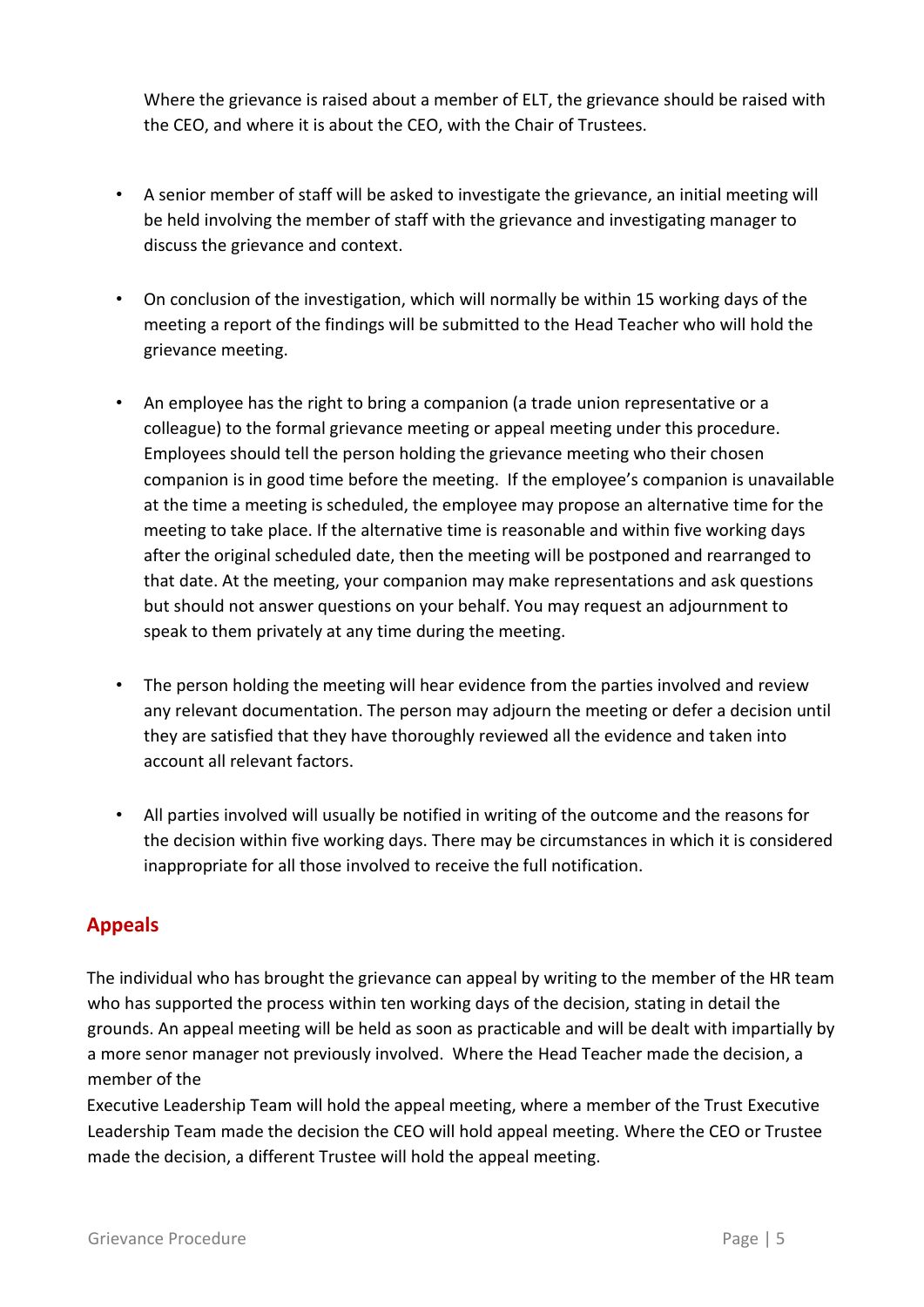Where the grievance is raised about a member of ELT, the grievance should be raised with the CEO, and where it is about the CEO, with the Chair of Trustees.

- A senior member of staff will be asked to investigate the grievance, an initial meeting will be held involving the member of staff with the grievance and investigating manager to discuss the grievance and context.

- On conclusion of the investigation, which will normally be within 15 working days of the meeting a report of the findings will be submitted to the Head Teacher who will hold the grievance meeting.

- An employee has the right to bring a companion (a trade union representative or a colleague) to the formal grievance meeting or appeal meeting under this procedure. Employees should tell the person holding the grievance meeting who their chosen companion is in good time before the meeting. If the employee's companion is unavailable at the time a meeting is scheduled, the employee may propose an alternative time for the meeting to take place. If the alternative time is reasonable and within five working days after the original scheduled date, then the meeting will be postponed and rearranged to that date. At the meeting, your companion may make representations and ask questions but should not answer questions on your behalf. You may request an adjournment to speak to them privately at any time during the meeting.

- The person holding the meeting will hear evidence from the parties involved and review any relevant documentation. The person may adjourn the meeting or defer a decision until they are satisfied that they have thoroughly reviewed all the evidence and taken into account all relevant factors.

- All parties involved will usually be notified in writing of the outcome and the reasons for the decision within five working days. There may be circumstances in which it is considered inappropriate for all those involved to receive the full notification.

## Appeals

The individual who has brought the grievance can appeal by writing to the member of the HR team who has supported the process within ten working days of the decision, stating in detail the grounds. An appeal meeting will be held as soon as practicable and will be dealt with impartially by a more senor manager not previously involved. Where the Head Teacher made the decision, a member of the Executive Leadership Team will hold the appeal meeting, where a member of the Trust Executive Leadership Team made the decision the CEO will hold appeal meeting. Where the CEO or Trustee made the decision, a different Trustee will hold the appeal meeting.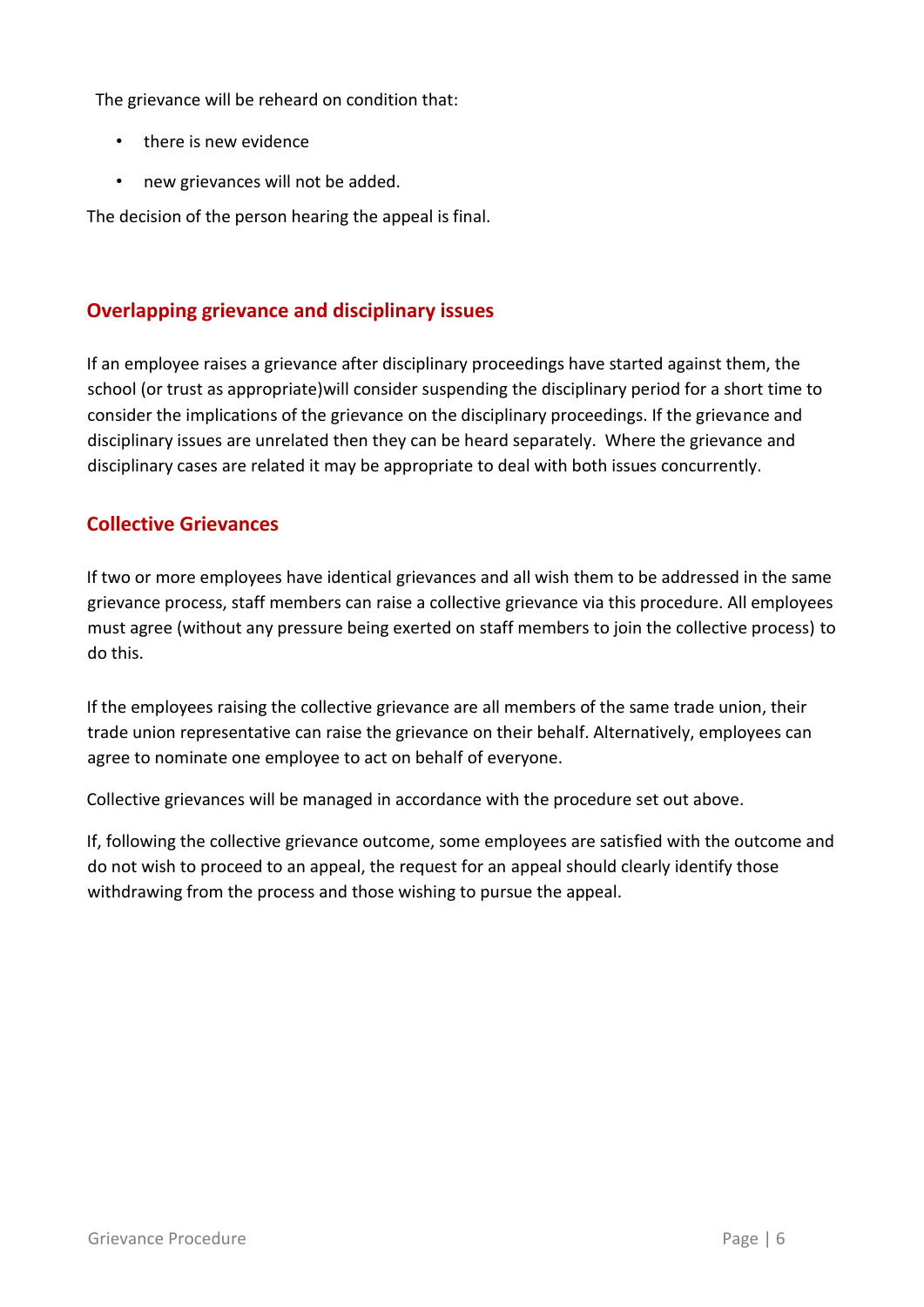The grievance will be reheard on condition that:

- there is new evidence
- new grievances will not be added.

The decision of the person hearing the appeal is final.

## Overlapping grievance and disciplinary issues

If an employee raises a grievance after disciplinary proceedings have started against them, the school (or trust as appropriate)will consider suspending the disciplinary period for a short time to consider the implications of the grievance on the disciplinary proceedings. If the grievance and disciplinary issues are unrelated then they can be heard separately. Where the grievance and disciplinary cases are related it may be appropriate to deal with both issues concurrently.

## Collective Grievances

If two or more employees have identical grievances and all wish them to be addressed in the same grievance process, staff members can raise a collective grievance via this procedure. All employees must agree (without any pressure being exerted on staff members to join the collective process) to do this.

If the employees raising the collective grievance are all members of the same trade union, their trade union representative can raise the grievance on their behalf. Alternatively, employees can agree to nominate one employee to act on behalf of everyone.

Collective grievances will be managed in accordance with the procedure set out above.

If, following the collective grievance outcome, some employees are satisfied with the outcome and do not wish to proceed to an appeal, the request for an appeal should clearly identify those withdrawing from the process and those wishing to pursue the appeal.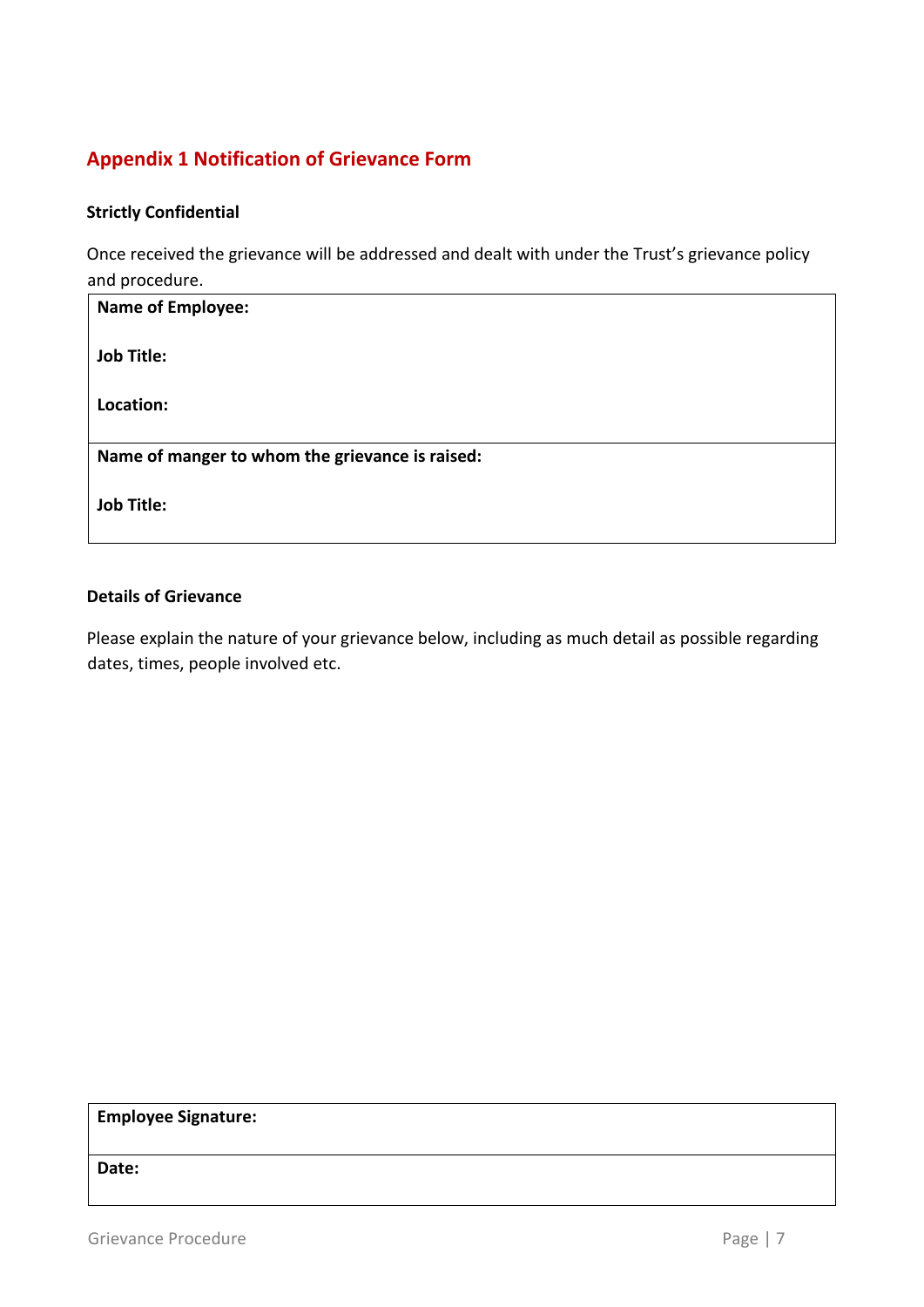## Appendix 1 Notification of Grievance Form

**Strictly Confidential**

Once received the grievance will be addressed and dealt with under the Trust's grievance policy and procedure.

| **Name of Employee:**<br><br>**Job Title:**<br><br>**Location:** |
| --- |
| **Name of manger to whom the grievance is raised:**<br><br>**Job Title:** |

**Details of Grievance**

Please explain the nature of your grievance below, including as much detail as possible regarding dates, times, people involved etc.

| **Employee Signature:** |
| --- |
| **Date:** |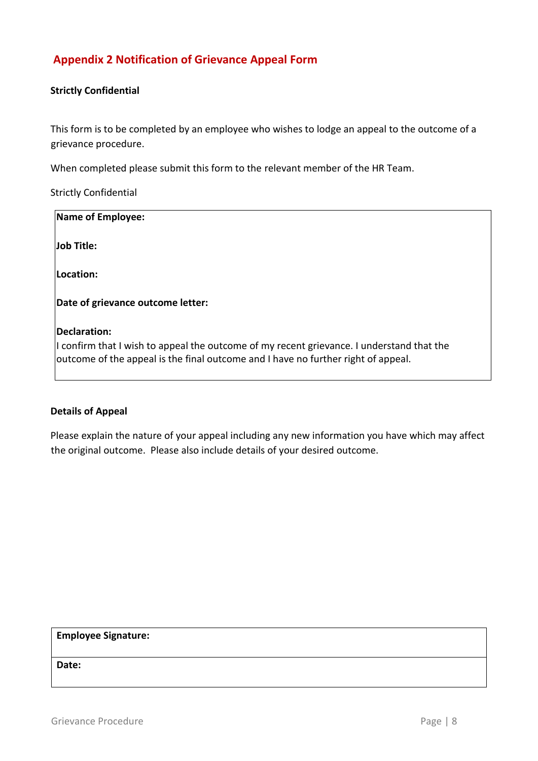## Appendix 2 Notification of Grievance Appeal Form

**Strictly Confidential**

This form is to be completed by an employee who wishes to lodge an appeal to the outcome of a grievance procedure.

When completed please submit this form to the relevant member of the HR Team.

Strictly Confidential

| |
|---|
| **Name of Employee:** |
| **Job Title:** |
| **Location:** |
| **Date of grievance outcome letter:** |
| **Declaration:** I confirm that I wish to appeal the outcome of my recent grievance. I understand that the outcome of the appeal is the final outcome and I have no further right of appeal. |

**Details of Appeal**

Please explain the nature of your appeal including any new information you have which may affect the original outcome. Please also include details of your desired outcome.

| |
|---|
| **Employee Signature:** |
| **Date:** |